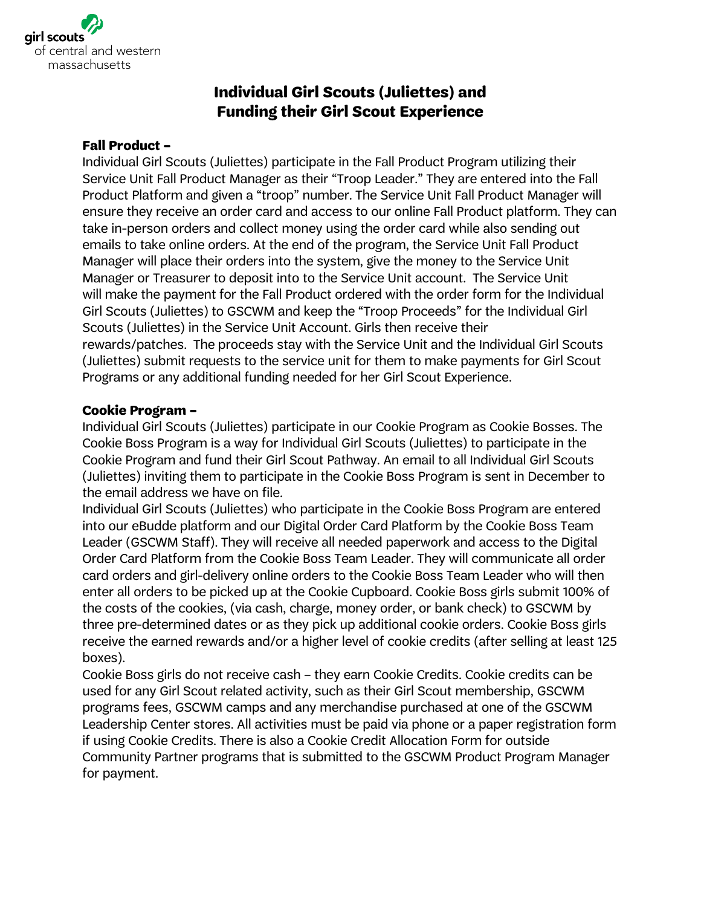girl scouts
of central and western
massachusetts

# Individual Girl Scouts (Juliettes) and Funding their Girl Scout Experience

**Fall Product –**

Individual Girl Scouts (Juliettes) participate in the Fall Product Program utilizing their Service Unit Fall Product Manager as their "Troop Leader." They are entered into the Fall Product Platform and given a "troop" number. The Service Unit Fall Product Manager will ensure they receive an order card and access to our online Fall Product platform. They can take in-person orders and collect money using the order card while also sending out emails to take online orders. At the end of the program, the Service Unit Fall Product Manager will place their orders into the system, give the money to the Service Unit Manager or Treasurer to deposit into to the Service Unit account. The Service Unit will make the payment for the Fall Product ordered with the order form for the Individual Girl Scouts (Juliettes) to GSCWM and keep the "Troop Proceeds" for the Individual Girl Scouts (Juliettes) in the Service Unit Account. Girls then receive their rewards/patches. The proceeds stay with the Service Unit and the Individual Girl Scouts (Juliettes) submit requests to the service unit for them to make payments for Girl Scout Programs or any additional funding needed for her Girl Scout Experience.

**Cookie Program –**

Individual Girl Scouts (Juliettes) participate in our Cookie Program as Cookie Bosses. The Cookie Boss Program is a way for Individual Girl Scouts (Juliettes) to participate in the Cookie Program and fund their Girl Scout Pathway. An email to all Individual Girl Scouts (Juliettes) inviting them to participate in the Cookie Boss Program is sent in December to the email address we have on file.

Individual Girl Scouts (Juliettes) who participate in the Cookie Boss Program are entered into our eBudde platform and our Digital Order Card Platform by the Cookie Boss Team Leader (GSCWM Staff). They will receive all needed paperwork and access to the Digital Order Card Platform from the Cookie Boss Team Leader. They will communicate all order card orders and girl-delivery online orders to the Cookie Boss Team Leader who will then enter all orders to be picked up at the Cookie Cupboard. Cookie Boss girls submit 100% of the costs of the cookies, (via cash, charge, money order, or bank check) to GSCWM by three pre-determined dates or as they pick up additional cookie orders. Cookie Boss girls receive the earned rewards and/or a higher level of cookie credits (after selling at least 125 boxes).

Cookie Boss girls do not receive cash – they earn Cookie Credits. Cookie credits can be used for any Girl Scout related activity, such as their Girl Scout membership, GSCWM programs fees, GSCWM camps and any merchandise purchased at one of the GSCWM Leadership Center stores. All activities must be paid via phone or a paper registration form if using Cookie Credits. There is also a Cookie Credit Allocation Form for outside Community Partner programs that is submitted to the GSCWM Product Program Manager for payment.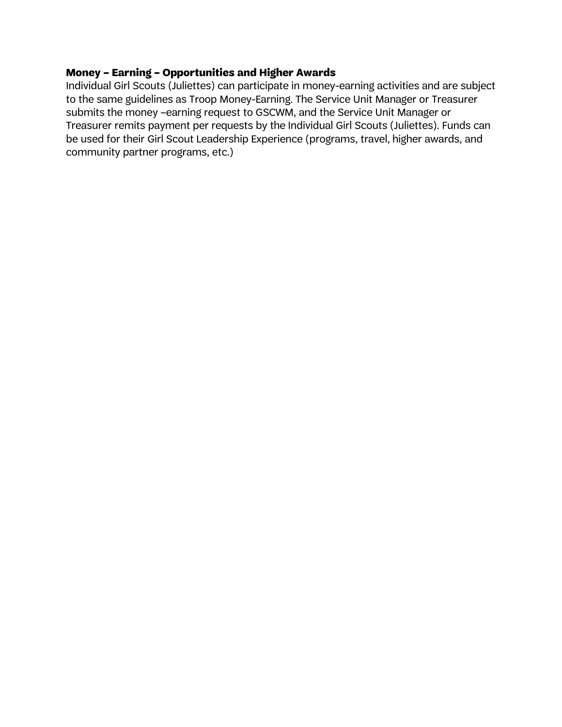**Money – Earning – Opportunities and Higher Awards**

Individual Girl Scouts (Juliettes) can participate in money-earning activities and are subject to the same guidelines as Troop Money-Earning. The Service Unit Manager or Treasurer submits the money –earning request to GSCWM, and the Service Unit Manager or Treasurer remits payment per requests by the Individual Girl Scouts (Juliettes). Funds can be used for their Girl Scout Leadership Experience (programs, travel, higher awards, and community partner programs, etc.)